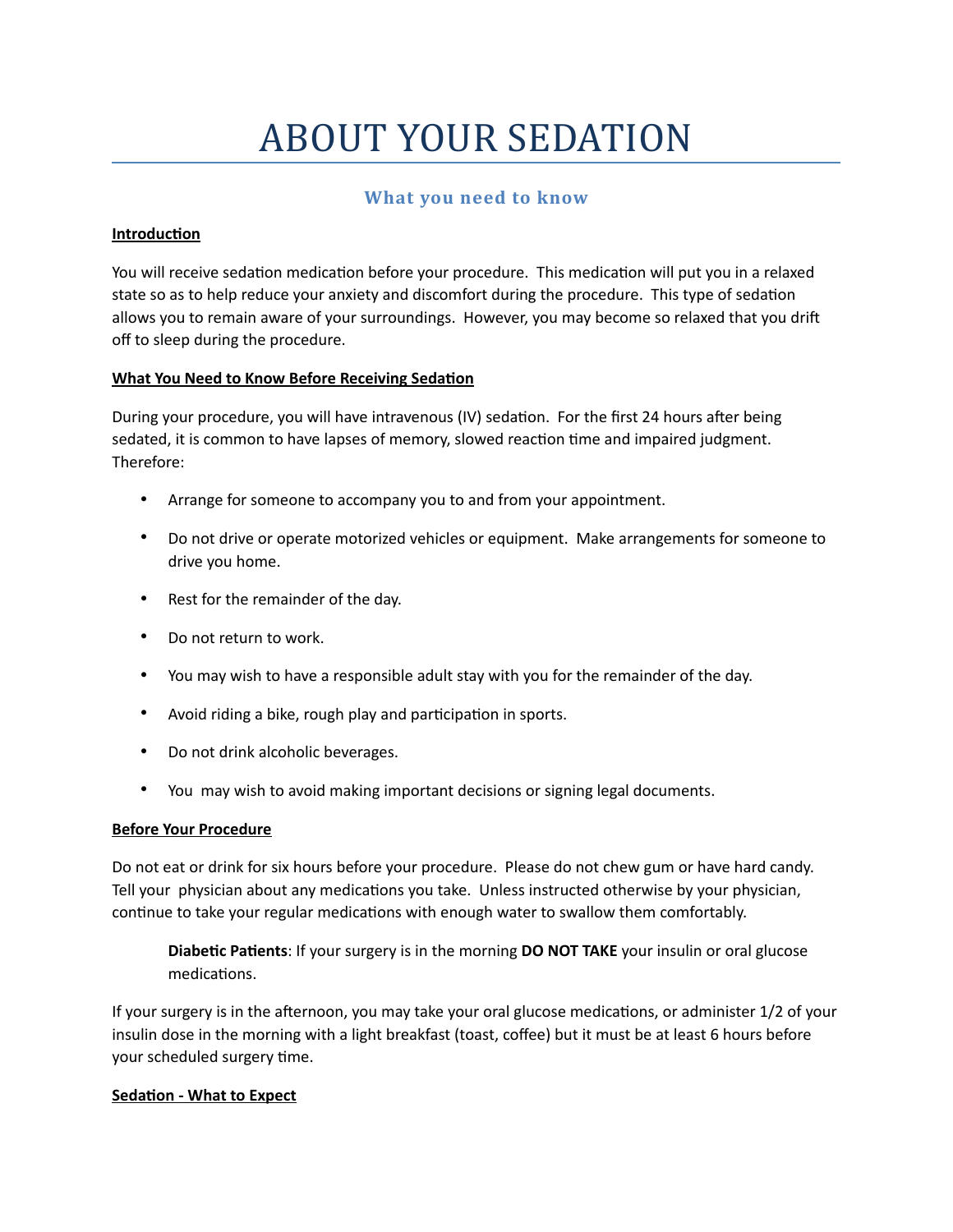# ABOUT YOUR SEDATION

## What you need to know

**Introduction**

You will receive sedation medication before your procedure. This medication will put you in a relaxed state so as to help reduce your anxiety and discomfort during the procedure. This type of sedation allows you to remain aware of your surroundings. However, you may become so relaxed that you drift off to sleep during the procedure.

**What You Need to Know Before Receiving Sedation**

During your procedure, you will have intravenous (IV) sedation. For the first 24 hours after being sedated, it is common to have lapses of memory, slowed reaction time and impaired judgment. Therefore:

- Arrange for someone to accompany you to and from your appointment.
- Do not drive or operate motorized vehicles or equipment. Make arrangements for someone to drive you home.
- Rest for the remainder of the day.
- Do not return to work.
- You may wish to have a responsible adult stay with you for the remainder of the day.
- Avoid riding a bike, rough play and participation in sports.
- Do not drink alcoholic beverages.
- You may wish to avoid making important decisions or signing legal documents.

**Before Your Procedure**

Do not eat or drink for six hours before your procedure. Please do not chew gum or have hard candy. Tell your physician about any medications you take. Unless instructed otherwise by your physician, continue to take your regular medications with enough water to swallow them comfortably.

> **Diabetic Patients**: If your surgery is in the morning **DO NOT TAKE** your insulin or oral glucose medications.

If your surgery is in the afternoon, you may take your oral glucose medications, or administer 1/2 of your insulin dose in the morning with a light breakfast (toast, coffee) but it must be at least 6 hours before your scheduled surgery time.

**Sedation - What to Expect**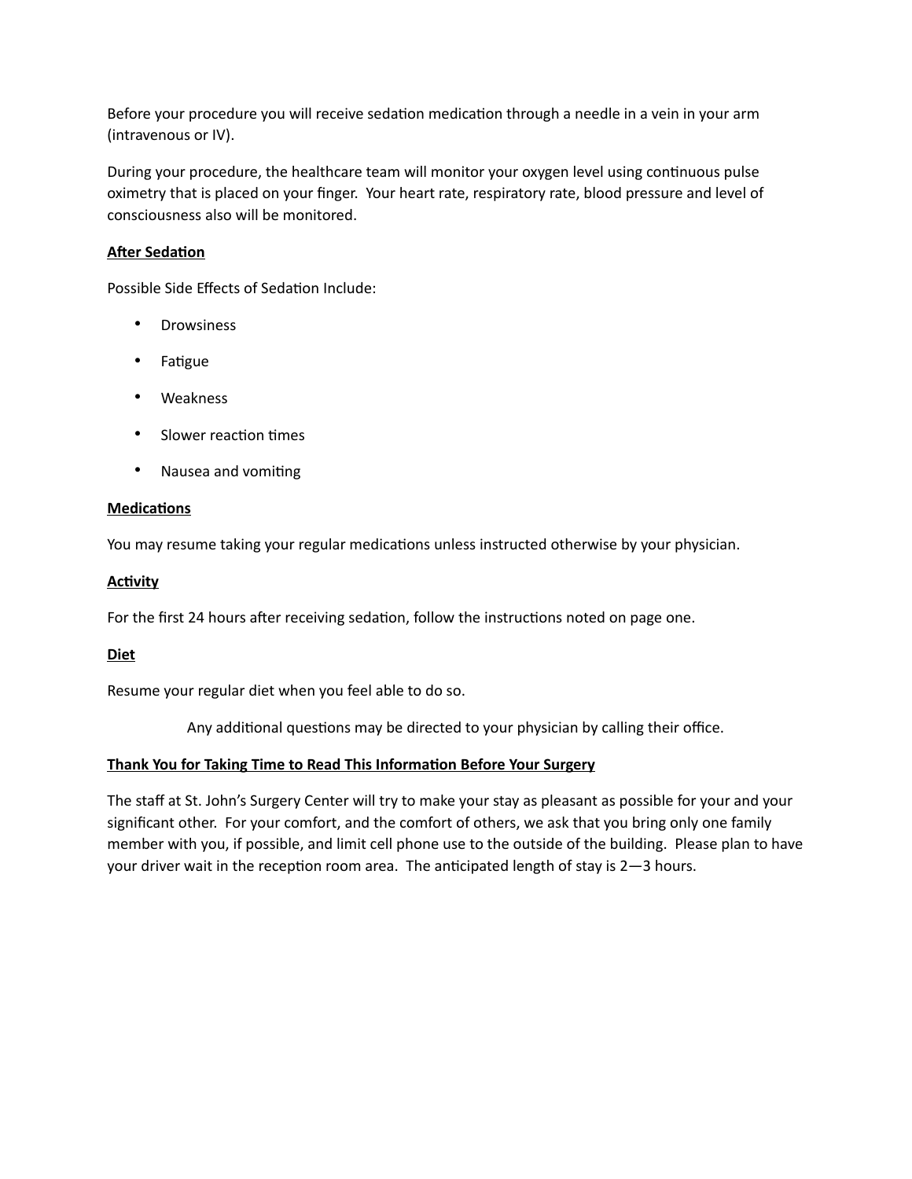Before your procedure you will receive sedation medication through a needle in a vein in your arm (intravenous or IV).

During your procedure, the healthcare team will monitor your oxygen level using continuous pulse oximetry that is placed on your finger. Your heart rate, respiratory rate, blood pressure and level of consciousness also will be monitored.

**After Sedation**

Possible Side Effects of Sedation Include:

- Drowsiness
- Fatigue
- Weakness
- Slower reaction times
- Nausea and vomiting

**Medications**

You may resume taking your regular medications unless instructed otherwise by your physician.

**Activity**

For the first 24 hours after receiving sedation, follow the instructions noted on page one.

**Diet**

Resume your regular diet when you feel able to do so.

Any additional questions may be directed to your physician by calling their office.

**Thank You for Taking Time to Read This Information Before Your Surgery**

The staff at St. John's Surgery Center will try to make your stay as pleasant as possible for your and your significant other. For your comfort, and the comfort of others, we ask that you bring only one family member with you, if possible, and limit cell phone use to the outside of the building. Please plan to have your driver wait in the reception room area. The anticipated length of stay is 2—3 hours.